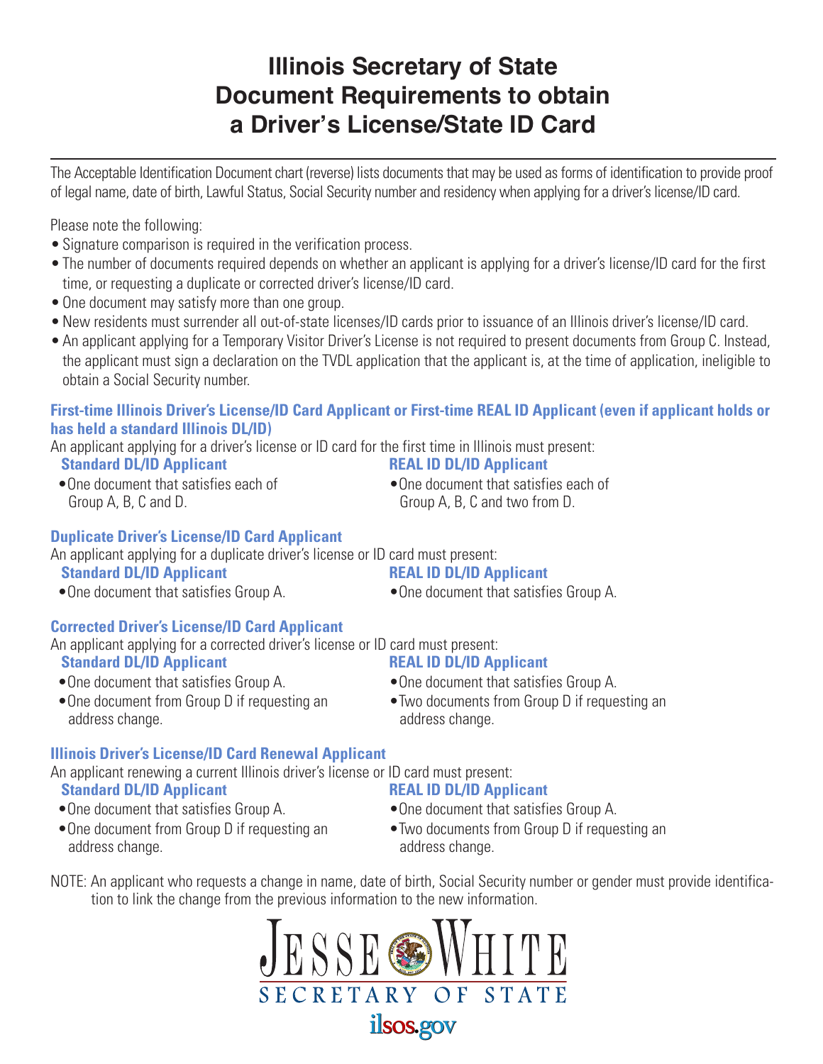# Illinois Secretary of State Document Requirements to obtain a Driver's License/State ID Card

The Acceptable Identification Document chart (reverse) lists documents that may be used as forms of identification to provide proof of legal name, date of birth, Lawful Status, Social Security number and residency when applying for a driver's license/ID card.

Please note the following:

- Signature comparison is required in the verification process.
- The number of documents required depends on whether an applicant is applying for a driver's license/ID card for the first time, or requesting a duplicate or corrected driver's license/ID card.
- One document may satisfy more than one group.
- New residents must surrender all out-of-state licenses/ID cards prior to issuance of an Illinois driver's license/ID card.
- An applicant applying for a Temporary Visitor Driver's License is not required to present documents from Group C. Instead, the applicant must sign a declaration on the TVDL application that the applicant is, at the time of application, ineligible to obtain a Social Security number.

### First-time Illinois Driver's License/ID Card Applicant or First-time REAL ID Applicant (even if applicant holds or has held a standard Illinois DL/ID)

An applicant applying for a driver's license or ID card for the first time in Illinois must present:

**Standard DL/ID Applicant**

- One document that satisfies each of Group A, B, C and D.

**REAL ID DL/ID Applicant**

- One document that satisfies each of Group A, B, C and two from D.

### Duplicate Driver's License/ID Card Applicant

An applicant applying for a duplicate driver's license or ID card must present:

**Standard DL/ID Applicant**

- One document that satisfies Group A.

**REAL ID DL/ID Applicant**

- One document that satisfies Group A.

### Corrected Driver's License/ID Card Applicant

An applicant applying for a corrected driver's license or ID card must present:

**Standard DL/ID Applicant**

- One document that satisfies Group A.
- One document from Group D if requesting an address change.

**REAL ID DL/ID Applicant**

- One document that satisfies Group A.
- Two documents from Group D if requesting an address change.

### Illinois Driver's License/ID Card Renewal Applicant

An applicant renewing a current Illinois driver's license or ID card must present:

**Standard DL/ID Applicant**

- One document that satisfies Group A.
- One document from Group D if requesting an address change.

**REAL ID DL/ID Applicant**

- One document that satisfies Group A.
- Two documents from Group D if requesting an address change.

NOTE: An applicant who requests a change in name, date of birth, Social Security number or gender must provide identification to link the change from the previous information to the new information.

JESSE WHITE
SECRETARY OF STATE
ilsos.gov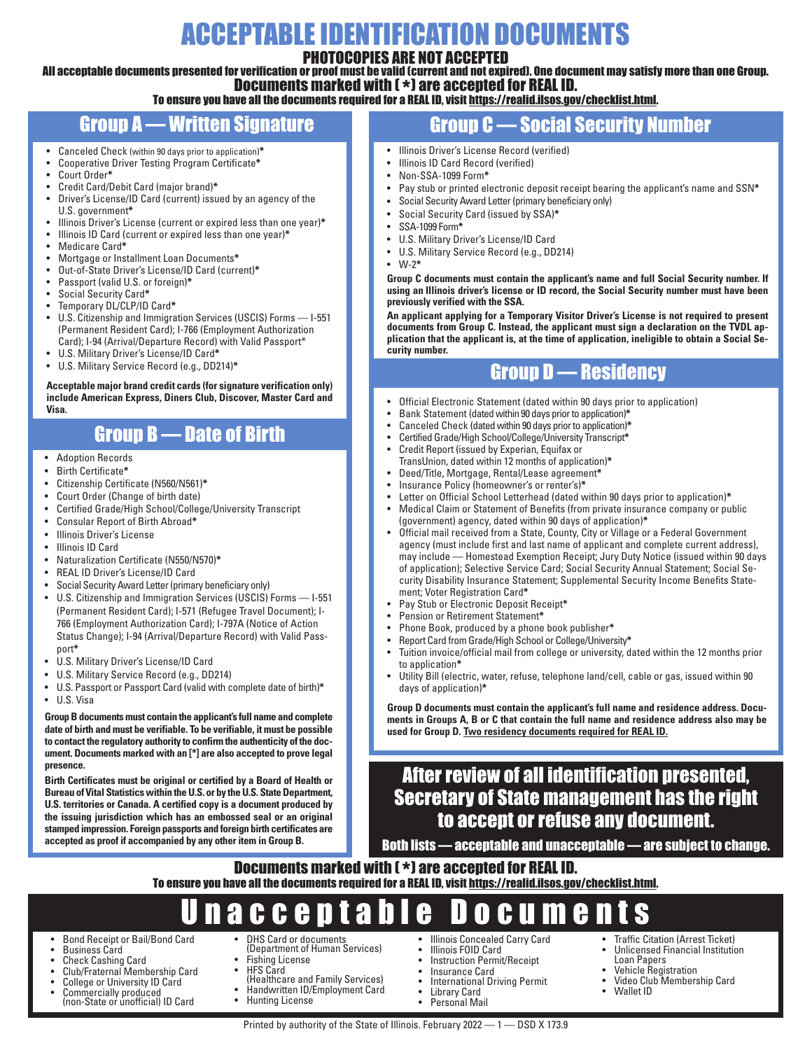# ACCEPTABLE IDENTIFICATION DOCUMENTS

**PHOTOCOPIES ARE NOT ACCEPTED**

**All acceptable documents presented for verification or proof must be valid (current and not expired). One document may satisfy more than one Group.**

**Documents marked with ( *) are accepted for REAL ID.**

**To ensure you have all the documents required for a REAL ID, visit https://realid.ilsos.gov/checklist.html.**

## Group A — Written Signature

- Canceled Check (within 90 days prior to application)*
- Cooperative Driver Testing Program Certificate*
- Court Order*
- Credit Card/Debit Card (major brand)*
- Driver's License/ID Card (current) issued by an agency of the U.S. government*
- Illinois Driver's License (current or expired less than one year)*
- Illinois ID Card (current or expired less than one year)*
- Medicare Card*
- Mortgage or Installment Loan Documents*
- Out-of-State Driver's License/ID Card (current)*
- Passport (valid U.S. or foreign)*
- Social Security Card*
- Temporary DL/CLP/ID Card*
- U.S. Citizenship and Immigration Services (USCIS) Forms — I-551 (Permanent Resident Card); I-766 (Employment Authorization Card); I-94 (Arrival/Departure Record) with Valid Passport*
- U.S. Military Driver's License/ID Card*
- U.S. Military Service Record (e.g., DD214)*

**Acceptable major brand credit cards (for signature verification only) include American Express, Diners Club, Discover, Master Card and Visa.**

## Group B — Date of Birth

- Adoption Records
- Birth Certificate*
- Citizenship Certificate (N560/N561)*
- Court Order (Change of birth date)
- Certified Grade/High School/College/University Transcript
- Consular Report of Birth Abroad*
- Illinois Driver's License
- Illinois ID Card
- Naturalization Certificate (N550/N570)*
- REAL ID Driver's License/ID Card
- Social Security Award Letter (primary beneficiary only)
- U.S. Citizenship and Immigration Services (USCIS) Forms — I-551 (Permanent Resident Card); I-571 (Refugee Travel Document); I-766 (Employment Authorization Card); I-797A (Notice of Action Status Change); I-94 (Arrival/Departure Record) with Valid Passport*
- U.S. Military Driver's License/ID Card
- U.S. Military Service Record (e.g., DD214)
- U.S. Passport or Passport Card (valid with complete date of birth)*
- U.S. Visa

**Group B documents must contain the applicant's full name and complete date of birth and must be verifiable. To be verifiable, it must be possible to contact the regulatory authority to confirm the authenticity of the document. Documents marked with an [*] are also accepted to prove legal presence.**

**Birth Certificates must be original or certified by a Board of Health or Bureau of Vital Statistics within the U.S. or by the U.S. State Department, U.S. territories or Canada. A certified copy is a document produced by the issuing jurisdiction which has an embossed seal or an original stamped impression. Foreign passports and foreign birth certificates are accepted as proof if accompanied by any other item in Group B.**

## Group C — Social Security Number

- Illinois Driver's License Record (verified)
- Illinois ID Card Record (verified)
- Non-SSA-1099 Form*
- Pay stub or printed electronic deposit receipt bearing the applicant's name and SSN*
- Social Security Award Letter (primary beneficiary only)
- Social Security Card (issued by SSA)*
- SSA-1099 Form*
- U.S. Military Driver's License/ID Card
- U.S. Military Service Record (e.g., DD214)
- W-2*

**Group C documents must contain the applicant's name and full Social Security number. If using an Illinois driver's license or ID record, the Social Security number must have been previously verified with the SSA.**

**An applicant applying for a Temporary Visitor Driver's License is not required to present documents from Group C. Instead, the applicant must sign a declaration on the TVDL application that the applicant is, at the time of application, ineligible to obtain a Social Security number.**

## Group D — Residency

- Official Electronic Statement (dated within 90 days prior to application)
- Bank Statement (dated within 90 days prior to application)*
- Canceled Check (dated within 90 days prior to application)*
- Certified Grade/High School/College/University Transcript*
- Credit Report (issued by Experian, Equifax or TransUnion, dated within 12 months of application)*
- Deed/Title, Mortgage, Rental/Lease agreement*
- Insurance Policy (homeowner's or renter's)*
- Letter on Official School Letterhead (dated within 90 days prior to application)*
- Medical Claim or Statement of Benefits (from private insurance company or public (government) agency, dated within 90 days of application)*
- Official mail received from a State, County, City or Village or a Federal Government agency (must include first and last name of applicant and complete current address), may include — Homestead Exemption Receipt; Jury Duty Notice (issued within 90 days of application); Selective Service Card; Social Security Annual Statement; Social Security Disability Insurance Statement; Supplemental Security Income Benefits Statement; Voter Registration Card*
- Pay Stub or Electronic Deposit Receipt*
- Pension or Retirement Statement*
- Phone Book, produced by a phone book publisher*
- Report Card from Grade/High School or College/University*
- Tuition invoice/official mail from college or university, dated within the 12 months prior to application*
- Utility Bill (electric, water, refuse, telephone land/cell, cable or gas, issued within 90 days of application)*

**Group D documents must contain the applicant's full name and residence address. Documents in Groups A, B or C that contain the full name and residence address also may be used for Group D. Two residency documents required for REAL ID.**

**After review of all identification presented, Secretary of State management has the right to accept or refuse any document.**

**Both lists — acceptable and unacceptable — are subject to change.**

**Documents marked with ( *) are accepted for REAL ID.**

**To ensure you have all the documents required for a REAL ID, visit https://realid.ilsos.gov/checklist.html.**

# Unacceptable Documents

- Bond Receipt or Bail/Bond Card
- Business Card
- Check Cashing Card
- Club/Fraternal Membership Card
- College or University ID Card
- Commercially produced (non-State or unofficial) ID Card
- DHS Card or documents (Department of Human Services)
- Fishing License
- HFS Card (Healthcare and Family Services)
- Handwritten ID/Employment Card
- Hunting License
- Illinois Concealed Carry Card
- Illinois FOID Card
- Instruction Permit/Receipt
- Insurance Card
- International Driving Permit
- Library Card
- Personal Mail
- Traffic Citation (Arrest Ticket)
- Unlicensed Financial Institution Loan Papers
- Vehicle Registration
- Video Club Membership Card
- Wallet ID

Printed by authority of the State of Illinois. February 2022 — 1 — DSD X 173.9